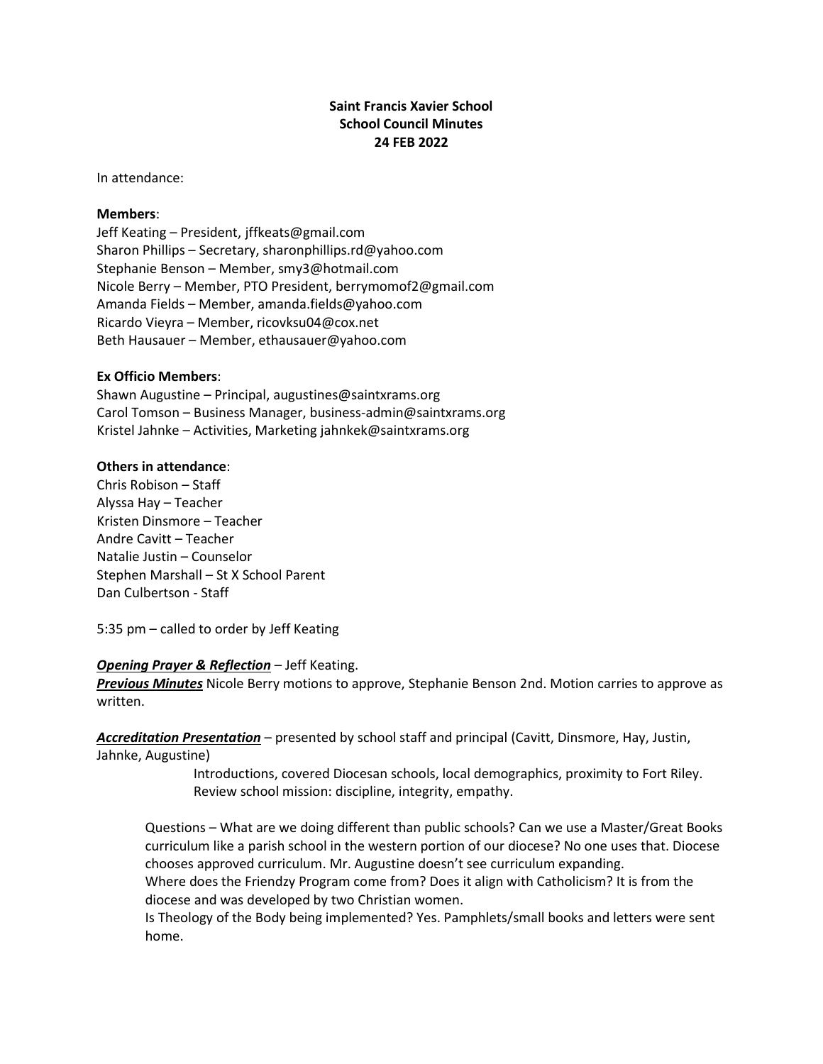**Saint Francis Xavier School**
**School Council Minutes**
**24 FEB 2022**

In attendance:

**Members**:
Jeff Keating – President, jffkeats@gmail.com
Sharon Phillips – Secretary, sharonphillips.rd@yahoo.com
Stephanie Benson – Member, smy3@hotmail.com
Nicole Berry – Member, PTO President, berrymomof2@gmail.com
Amanda Fields – Member, amanda.fields@yahoo.com
Ricardo Vieyra – Member, ricovksu04@cox.net
Beth Hausauer – Member, ethausauer@yahoo.com

**Ex Officio Members**:
Shawn Augustine – Principal, augustines@saintxrams.org
Carol Tomson – Business Manager, business-admin@saintxrams.org
Kristel Jahnke – Activities, Marketing jahnkek@saintxrams.org

**Others in attendance**:
Chris Robison – Staff
Alyssa Hay – Teacher
Kristen Dinsmore – Teacher
Andre Cavitt – Teacher
Natalie Justin – Counselor
Stephen Marshall – St X School Parent
Dan Culbertson - Staff

5:35 pm – called to order by Jeff Keating

***Opening Prayer & Reflection*** – Jeff Keating.
***Previous Minutes*** Nicole Berry motions to approve, Stephanie Benson 2nd. Motion carries to approve as written.

***Accreditation Presentation*** – presented by school staff and principal (Cavitt, Dinsmore, Hay, Justin, Jahnke, Augustine)

Introductions, covered Diocesan schools, local demographics, proximity to Fort Riley.
Review school mission: discipline, integrity, empathy.

Questions – What are we doing different than public schools? Can we use a Master/Great Books curriculum like a parish school in the western portion of our diocese? No one uses that. Diocese chooses approved curriculum. Mr. Augustine doesn't see curriculum expanding.
Where does the Friendzy Program come from? Does it align with Catholicism? It is from the diocese and was developed by two Christian women.
Is Theology of the Body being implemented? Yes. Pamphlets/small books and letters were sent home.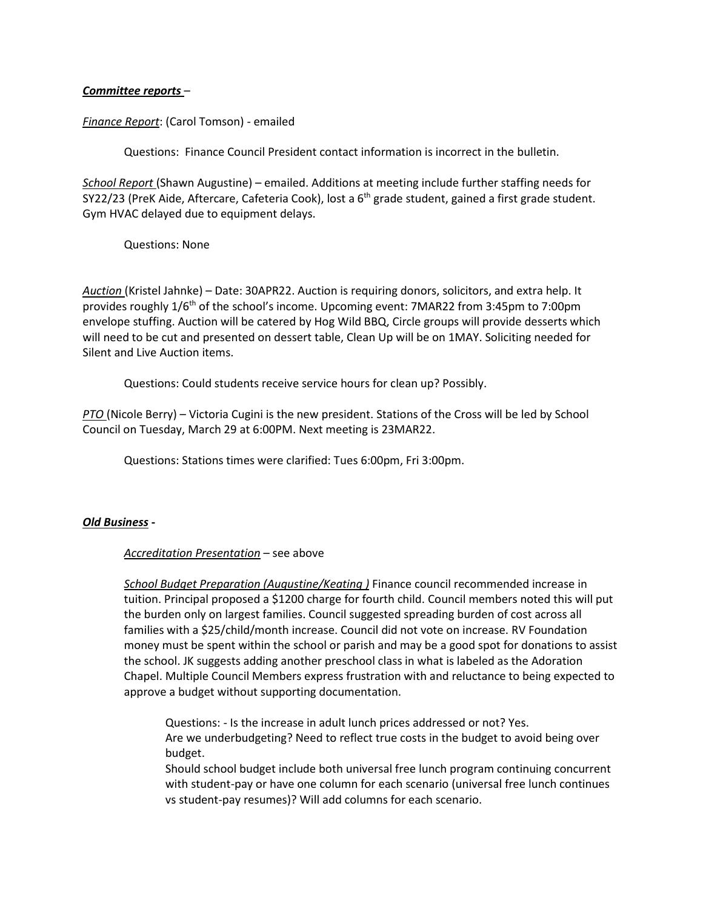***Committee reports*** –

*Finance Report*: (Carol Tomson) - emailed

Questions: Finance Council President contact information is incorrect in the bulletin.

*School Report* (Shawn Augustine) – emailed. Additions at meeting include further staffing needs for SY22/23 (PreK Aide, Aftercare, Cafeteria Cook), lost a 6th grade student, gained a first grade student. Gym HVAC delayed due to equipment delays.

Questions: None

*Auction* (Kristel Jahnke) – Date: 30APR22. Auction is requiring donors, solicitors, and extra help. It provides roughly 1/6th of the school's income. Upcoming event: 7MAR22 from 3:45pm to 7:00pm envelope stuffing. Auction will be catered by Hog Wild BBQ, Circle groups will provide desserts which will need to be cut and presented on dessert table, Clean Up will be on 1MAY. Soliciting needed for Silent and Live Auction items.

Questions: Could students receive service hours for clean up? Possibly.

*PTO* (Nicole Berry) – Victoria Cugini is the new president. Stations of the Cross will be led by School Council on Tuesday, March 29 at 6:00PM. Next meeting is 23MAR22.

Questions: Stations times were clarified: Tues 6:00pm, Fri 3:00pm.

***Old Business*** **-**

*Accreditation Presentation* – see above

*School Budget Preparation (Augustine/Keating )* Finance council recommended increase in tuition. Principal proposed a $1200 charge for fourth child. Council members noted this will put the burden only on largest families. Council suggested spreading burden of cost across all families with a $25/child/month increase. Council did not vote on increase. RV Foundation money must be spent within the school or parish and may be a good spot for donations to assist the school. JK suggests adding another preschool class in what is labeled as the Adoration Chapel. Multiple Council Members express frustration with and reluctance to being expected to approve a budget without supporting documentation.

Questions: - Is the increase in adult lunch prices addressed or not? Yes.
Are we underbudgeting? Need to reflect true costs in the budget to avoid being over budget.
Should school budget include both universal free lunch program continuing concurrent with student-pay or have one column for each scenario (universal free lunch continues vs student-pay resumes)? Will add columns for each scenario.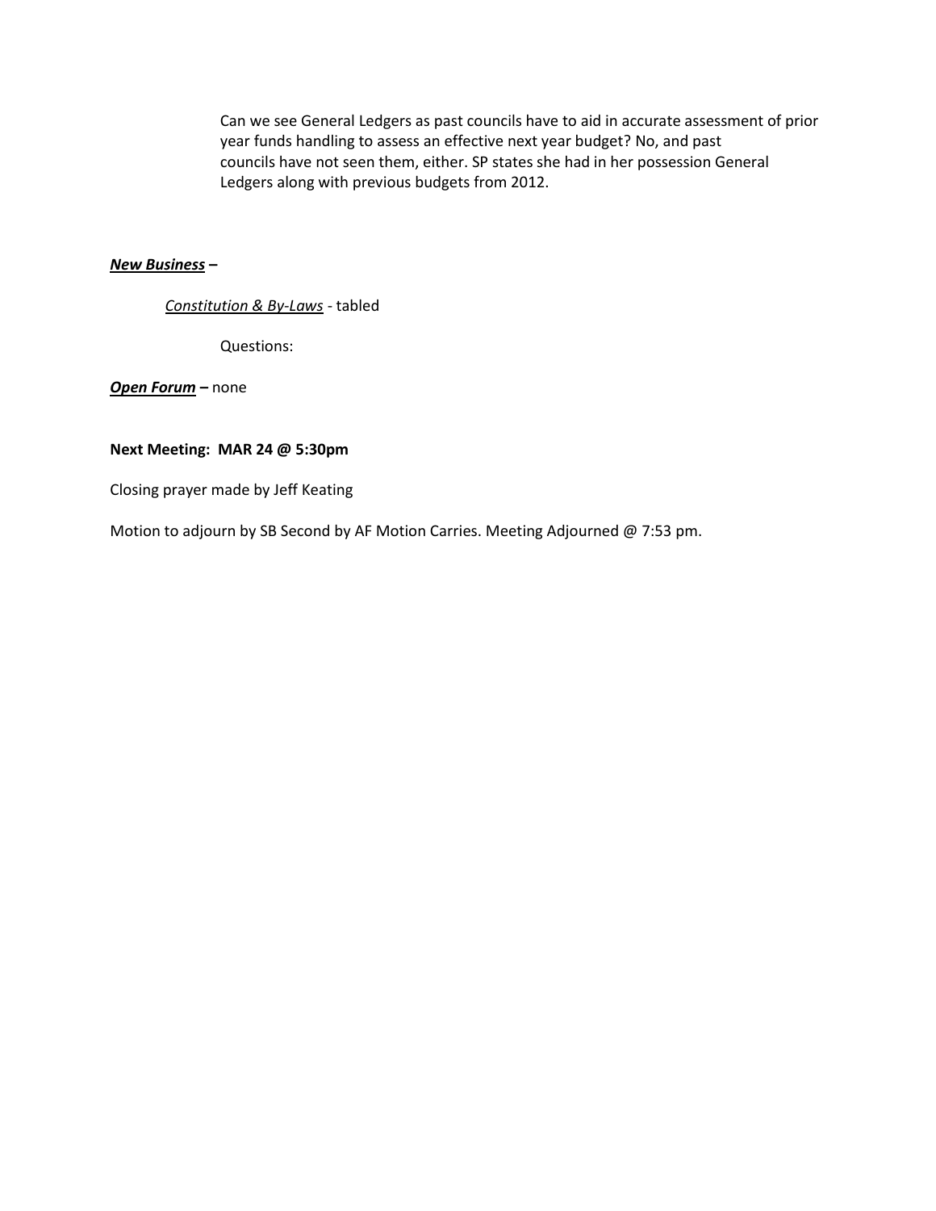Can we see General Ledgers as past councils have to aid in accurate assessment of prior year funds handling to assess an effective next year budget? No, and past councils have not seen them, either. SP states she had in her possession General Ledgers along with previous budgets from 2012.

***<u>New Business</u>*** **–**

*<u>Constitution & By-Laws</u>* - tabled

Questions:

***<u>Open Forum</u>*** **–** none

**Next Meeting: MAR 24 @ 5:30pm**

Closing prayer made by Jeff Keating

Motion to adjourn by SB Second by AF Motion Carries. Meeting Adjourned @ 7:53 pm.